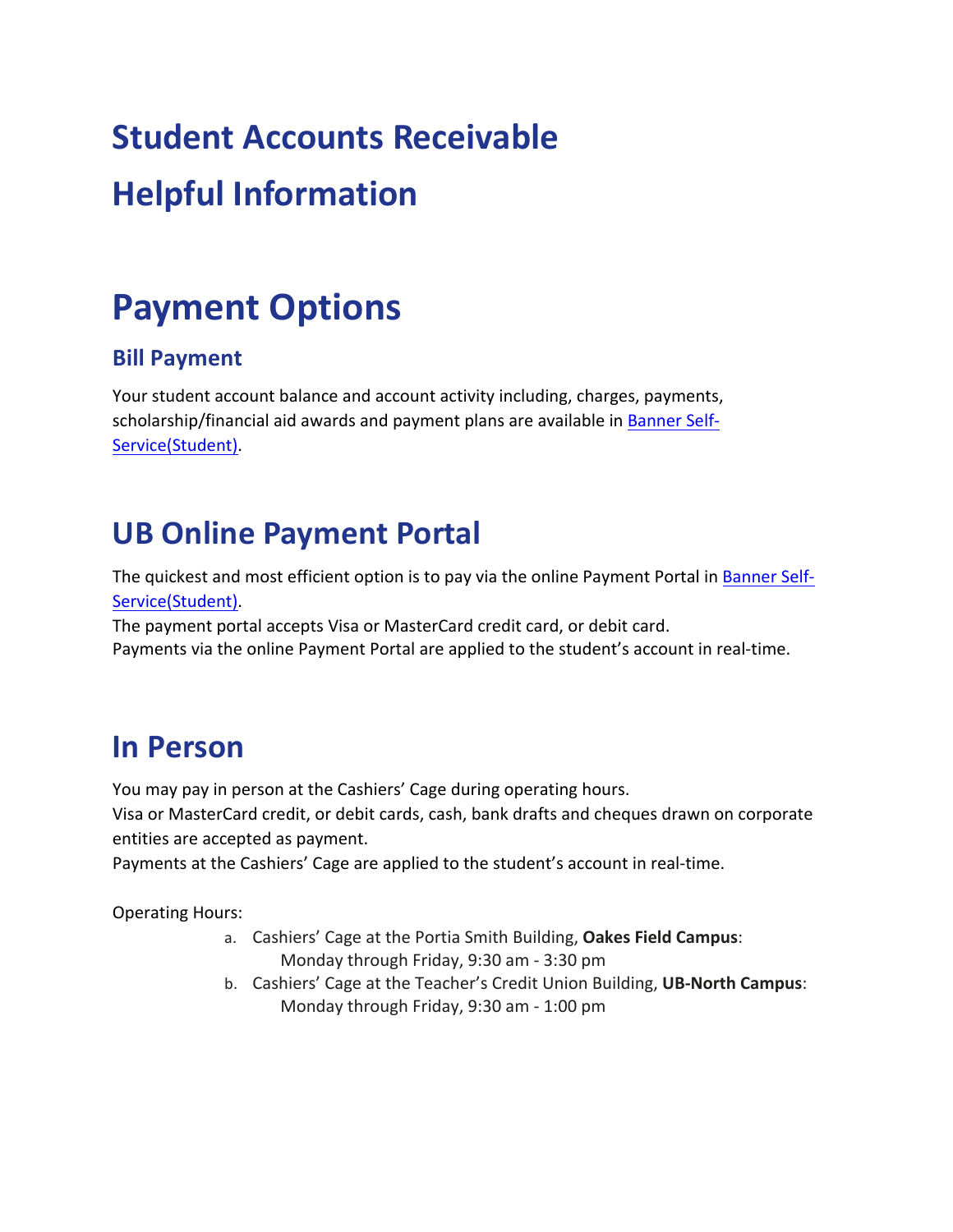# Student Accounts Receivable

# Helpful Information

# Payment Options

### Bill Payment

Your student account balance and account activity including, charges, payments, scholarship/financial aid awards and payment plans are available in Banner Self-Service(Student).

## UB Online Payment Portal

The quickest and most efficient option is to pay via the online Payment Portal in Banner Self-Service(Student).

The payment portal accepts Visa or MasterCard credit card, or debit card.

Payments via the online Payment Portal are applied to the student's account in real-time.

## In Person

You may pay in person at the Cashiers' Cage during operating hours.

Visa or MasterCard credit, or debit cards, cash, bank drafts and cheques drawn on corporate entities are accepted as payment.

Payments at the Cashiers' Cage are applied to the student's account in real-time.

Operating Hours:

a. Cashiers' Cage at the Portia Smith Building, **Oakes Field Campus**:
   Monday through Friday, 9:30 am - 3:30 pm
b. Cashiers' Cage at the Teacher's Credit Union Building, **UB-North Campus**:
   Monday through Friday, 9:30 am - 1:00 pm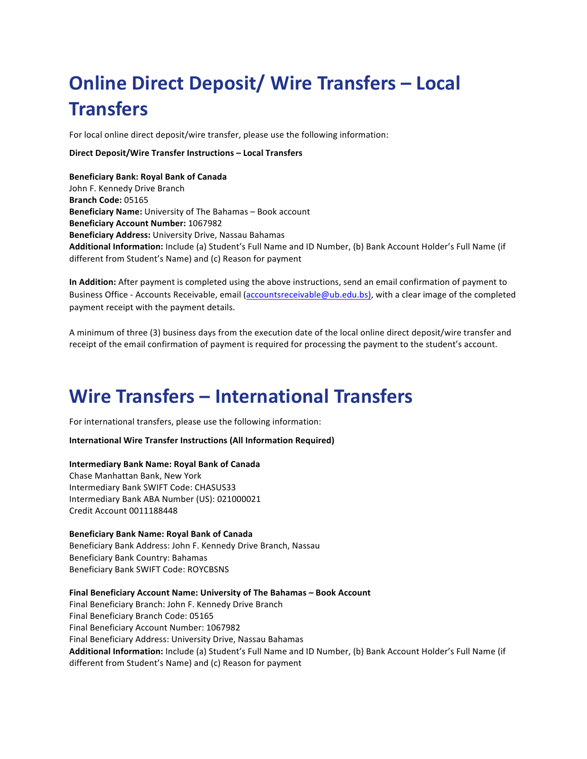# Online Direct Deposit/ Wire Transfers – Local Transfers

For local online direct deposit/wire transfer, please use the following information:

**Direct Deposit/Wire Transfer Instructions – Local Transfers**

**Beneficiary Bank: Royal Bank of Canada**
John F. Kennedy Drive Branch
**Branch Code:** 05165
**Beneficiary Name:** University of The Bahamas – Book account
**Beneficiary Account Number:** 1067982
**Beneficiary Address:** University Drive, Nassau Bahamas
**Additional Information:** Include (a) Student's Full Name and ID Number, (b) Bank Account Holder's Full Name (if different from Student's Name) and (c) Reason for payment

**In Addition:** After payment is completed using the above instructions, send an email confirmation of payment to Business Office - Accounts Receivable, email (accountsreceivable@ub.edu.bs), with a clear image of the completed payment receipt with the payment details.

A minimum of three (3) business days from the execution date of the local online direct deposit/wire transfer and receipt of the email confirmation of payment is required for processing the payment to the student's account.

# Wire Transfers – International Transfers

For international transfers, please use the following information:

**International Wire Transfer Instructions (All Information Required)**

**Intermediary Bank Name: Royal Bank of Canada**
Chase Manhattan Bank, New York
Intermediary Bank SWIFT Code: CHASUS33
Intermediary Bank ABA Number (US): 021000021
Credit Account 0011188448

**Beneficiary Bank Name: Royal Bank of Canada**
Beneficiary Bank Address: John F. Kennedy Drive Branch, Nassau
Beneficiary Bank Country: Bahamas
Beneficiary Bank SWIFT Code: ROYCBSNS

**Final Beneficiary Account Name: University of The Bahamas – Book Account**
Final Beneficiary Branch: John F. Kennedy Drive Branch
Final Beneficiary Branch Code: 05165
Final Beneficiary Account Number: 1067982
Final Beneficiary Address: University Drive, Nassau Bahamas
**Additional Information:** Include (a) Student's Full Name and ID Number, (b) Bank Account Holder's Full Name (if different from Student's Name) and (c) Reason for payment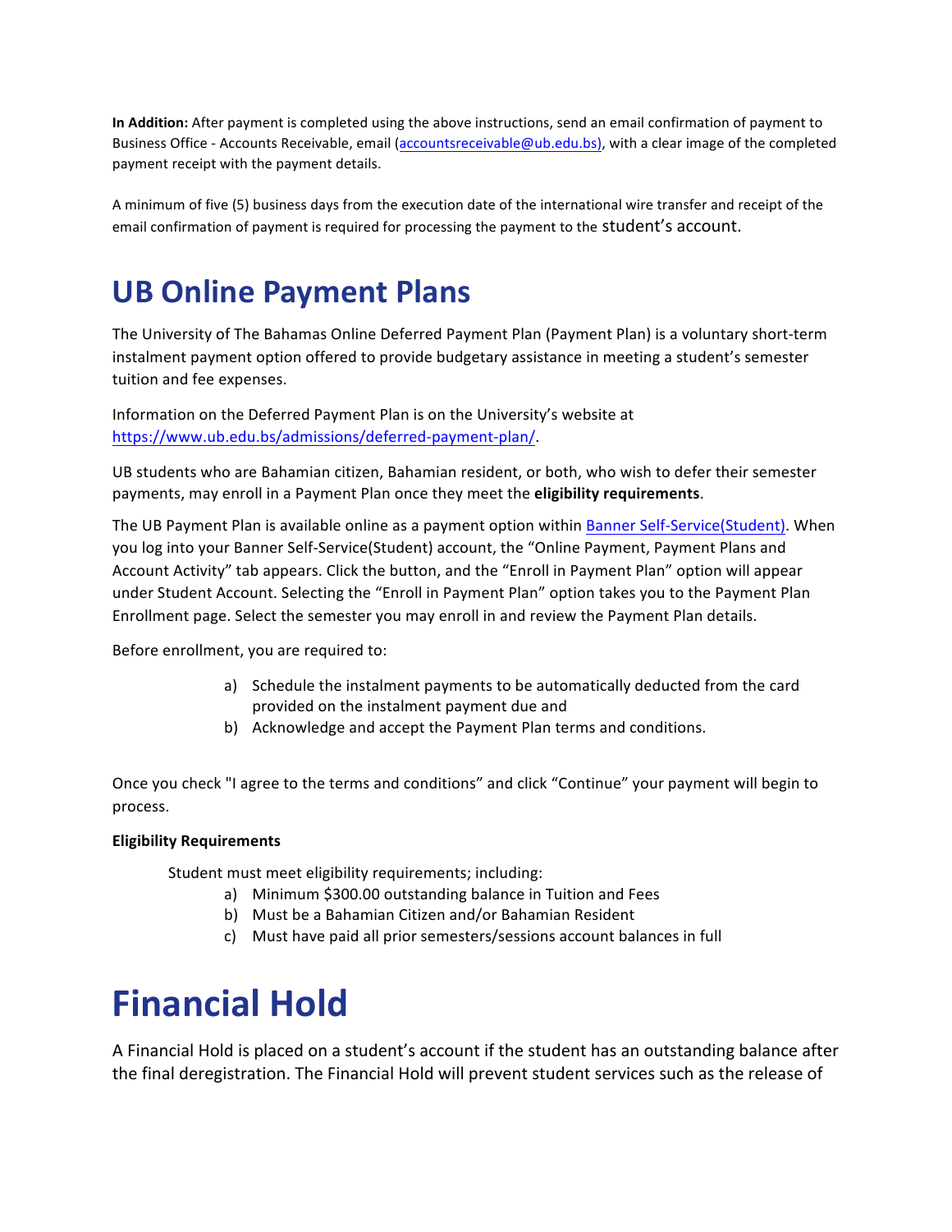**In Addition:** After payment is completed using the above instructions, send an email confirmation of payment to Business Office - Accounts Receivable, email (accountsreceivable@ub.edu.bs), with a clear image of the completed payment receipt with the payment details.

A minimum of five (5) business days from the execution date of the international wire transfer and receipt of the email confirmation of payment is required for processing the payment to the student's account.

# UB Online Payment Plans

The University of The Bahamas Online Deferred Payment Plan (Payment Plan) is a voluntary short-term instalment payment option offered to provide budgetary assistance in meeting a student's semester tuition and fee expenses.

Information on the Deferred Payment Plan is on the University's website at https://www.ub.edu.bs/admissions/deferred-payment-plan/.

UB students who are Bahamian citizen, Bahamian resident, or both, who wish to defer their semester payments, may enroll in a Payment Plan once they meet the **eligibility requirements**.

The UB Payment Plan is available online as a payment option within Banner Self-Service(Student). When you log into your Banner Self-Service(Student) account, the "Online Payment, Payment Plans and Account Activity" tab appears. Click the button, and the "Enroll in Payment Plan" option will appear under Student Account. Selecting the "Enroll in Payment Plan" option takes you to the Payment Plan Enrollment page. Select the semester you may enroll in and review the Payment Plan details.

Before enrollment, you are required to:

a) Schedule the instalment payments to be automatically deducted from the card provided on the instalment payment due and
b) Acknowledge and accept the Payment Plan terms and conditions.

Once you check "I agree to the terms and conditions" and click "Continue" your payment will begin to process.

**Eligibility Requirements**

Student must meet eligibility requirements; including:

a) Minimum $300.00 outstanding balance in Tuition and Fees
b) Must be a Bahamian Citizen and/or Bahamian Resident
c) Must have paid all prior semesters/sessions account balances in full

# Financial Hold

A Financial Hold is placed on a student's account if the student has an outstanding balance after the final deregistration. The Financial Hold will prevent student services such as the release of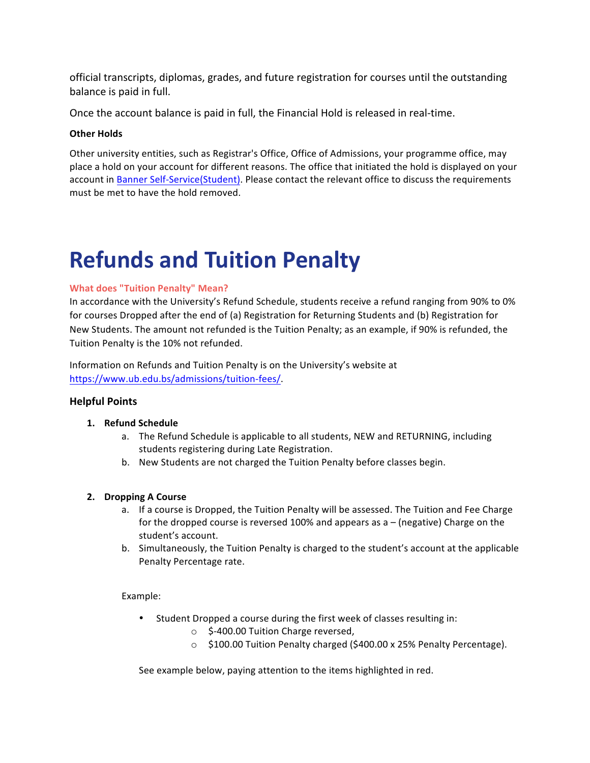official transcripts, diplomas, grades, and future registration for courses until the outstanding balance is paid in full.

Once the account balance is paid in full, the Financial Hold is released in real-time.

**Other Holds**

Other university entities, such as Registrar's Office, Office of Admissions, your programme office, may place a hold on your account for different reasons. The office that initiated the hold is displayed on your account in [Banner Self-Service(Student)](). Please contact the relevant office to discuss the requirements must be met to have the hold removed.

# Refunds and Tuition Penalty

**What does "Tuition Penalty" Mean?**

In accordance with the University's Refund Schedule, students receive a refund ranging from 90% to 0% for courses Dropped after the end of (a) Registration for Returning Students and (b) Registration for New Students. The amount not refunded is the Tuition Penalty; as an example, if 90% is refunded, the Tuition Penalty is the 10% not refunded.

Information on Refunds and Tuition Penalty is on the University's website at https://www.ub.edu.bs/admissions/tuition-fees/.

### Helpful Points

1. **Refund Schedule**
    a. The Refund Schedule is applicable to all students, NEW and RETURNING, including students registering during Late Registration.
    b. New Students are not charged the Tuition Penalty before classes begin.

2. **Dropping A Course**
    a. If a course is Dropped, the Tuition Penalty will be assessed. The Tuition and Fee Charge for the dropped course is reversed 100% and appears as a – (negative) Charge on the student's account.
    b. Simultaneously, the Tuition Penalty is charged to the student's account at the applicable Penalty Percentage rate.

    Example:

    - Student Dropped a course during the first week of classes resulting in:
        - $-400.00 Tuition Charge reversed,
        - $100.00 Tuition Penalty charged ($400.00 x 25% Penalty Percentage).

    See example below, paying attention to the items highlighted in red.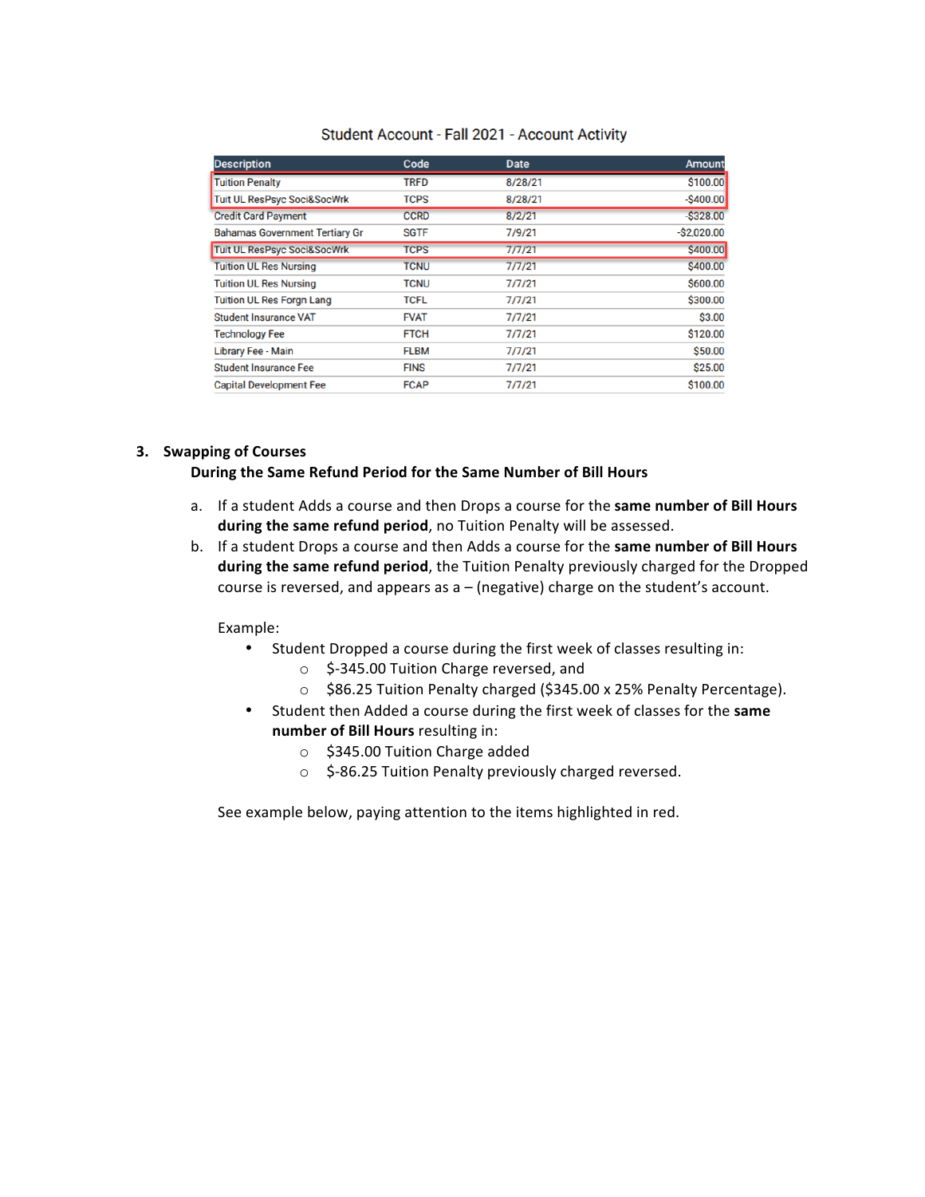Student Account - Fall 2021 - Account Activity

| Description | Code | Date | Amount |
|---|---|---|---|
| Tuition Penalty | TRFD | 8/28/21 | $100.00 |
| Tuit UL ResPsyc Soci&SocWrk | TCPS | 8/28/21 | -$400.00 |
| Credit Card Payment | CCRD | 8/2/21 | -$328.00 |
| Bahamas Government Tertiary Gr | SGTF | 7/9/21 | -$2,020.00 |
| Tuit UL ResPsyc Soci&SocWrk | TCPS | 7/7/21 | $400.00 |
| Tuition UL Res Nursing | TCNU | 7/7/21 | $400.00 |
| Tuition UL Res Nursing | TCNU | 7/7/21 | $600.00 |
| Tuition UL Res Forgn Lang | TCFL | 7/7/21 | $300.00 |
| Student Insurance VAT | FVAT | 7/7/21 | $3.00 |
| Technology Fee | FTCH | 7/7/21 | $120.00 |
| Library Fee - Main | FLBM | 7/7/21 | $50.00 |
| Student Insurance Fee | FINS | 7/7/21 | $25.00 |
| Capital Development Fee | FCAP | 7/7/21 | $100.00 |

## 3. Swapping of Courses

**During the Same Refund Period for the Same Number of Bill Hours**

a. If a student Adds a course and then Drops a course for the **same number of Bill Hours during the same refund period**, no Tuition Penalty will be assessed.

b. If a student Drops a course and then Adds a course for the **same number of Bill Hours during the same refund period**, the Tuition Penalty previously charged for the Dropped course is reversed, and appears as a – (negative) charge on the student's account.

Example:

- Student Dropped a course during the first week of classes resulting in:
  - $-345.00 Tuition Charge reversed, and
  - $86.25 Tuition Penalty charged ($345.00 x 25% Penalty Percentage).
- Student then Added a course during the first week of classes for the **same number of Bill Hours** resulting in:
  - $345.00 Tuition Charge added
  - $-86.25 Tuition Penalty previously charged reversed.

See example below, paying attention to the items highlighted in red.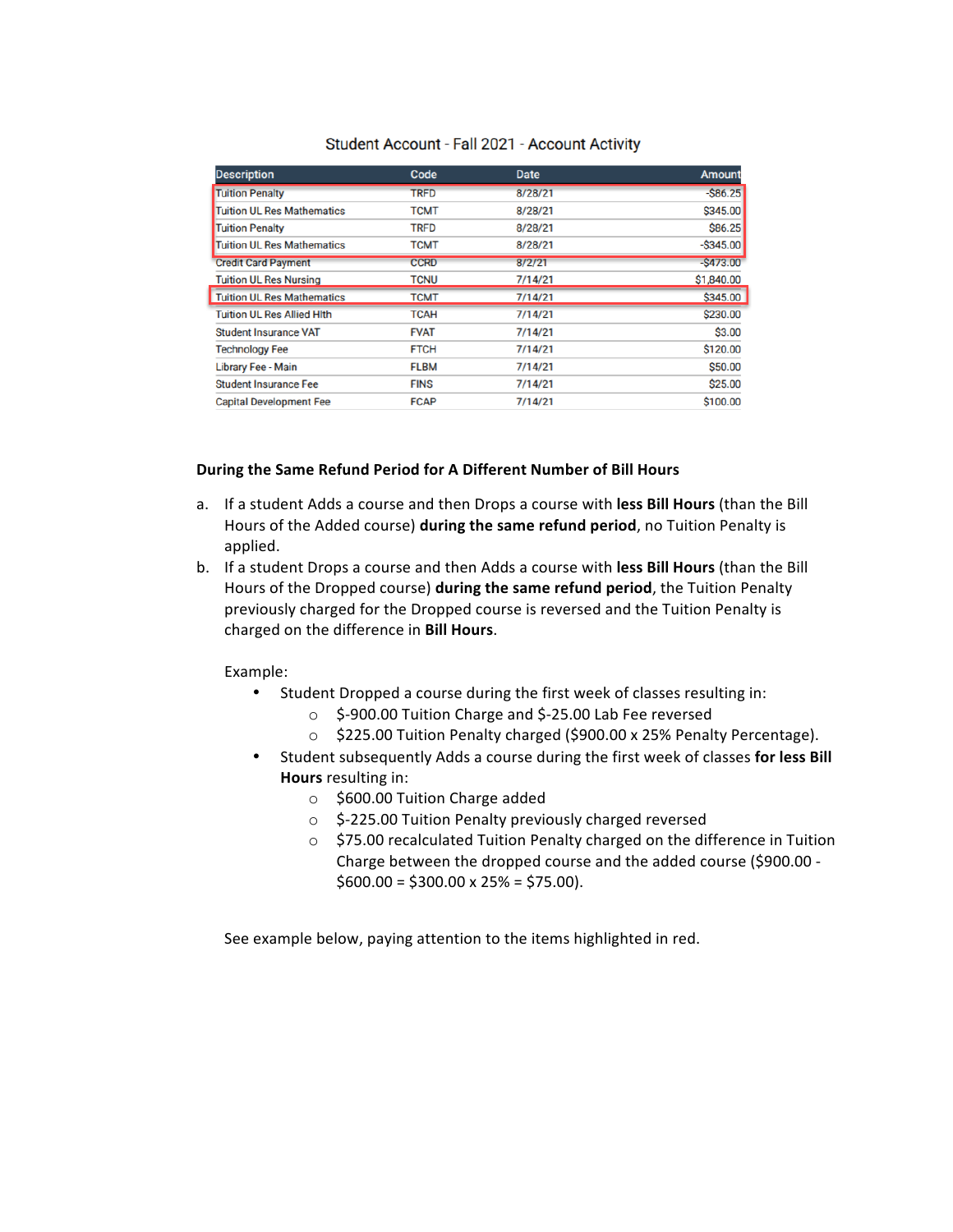Student Account - Fall 2021 - Account Activity

| Description | Code | Date | Amount |
|---|---|---|---|
| Tuition Penalty | TRFD | 8/28/21 | -$86.25 |
| Tuition UL Res Mathematics | TCMT | 8/28/21 | $345.00 |
| Tuition Penalty | TRFD | 8/28/21 | $86.25 |
| Tuition UL Res Mathematics | TCMT | 8/28/21 | -$345.00 |
| Credit Card Payment | CCRD | 8/2/21 | -$473.00 |
| Tuition UL Res Nursing | TCNU | 7/14/21 | $1,840.00 |
| Tuition UL Res Mathematics | TCMT | 7/14/21 | $345.00 |
| Tuition UL Res Allied Hlth | TCAH | 7/14/21 | $230.00 |
| Student Insurance VAT | FVAT | 7/14/21 | $3.00 |
| Technology Fee | FTCH | 7/14/21 | $120.00 |
| Library Fee - Main | FLBM | 7/14/21 | $50.00 |
| Student Insurance Fee | FINS | 7/14/21 | $25.00 |
| Capital Development Fee | FCAP | 7/14/21 | $100.00 |

**During the Same Refund Period for A Different Number of Bill Hours**

a. If a student Adds a course and then Drops a course with **less Bill Hours** (than the Bill Hours of the Added course) **during the same refund period**, no Tuition Penalty is applied.

b. If a student Drops a course and then Adds a course with **less Bill Hours** (than the Bill Hours of the Dropped course) **during the same refund period**, the Tuition Penalty previously charged for the Dropped course is reversed and the Tuition Penalty is charged on the difference in **Bill Hours**.

   Example:
   - Student Dropped a course during the first week of classes resulting in:
     - $-900.00 Tuition Charge and $-25.00 Lab Fee reversed
     - $225.00 Tuition Penalty charged ($900.00 x 25% Penalty Percentage).
   - Student subsequently Adds a course during the first week of classes **for less Bill Hours** resulting in:
     - $600.00 Tuition Charge added
     - $-225.00 Tuition Penalty previously charged reversed
     - $75.00 recalculated Tuition Penalty charged on the difference in Tuition Charge between the dropped course and the added course ($900.00 - $600.00 = $300.00 x 25% = $75.00).

   See example below, paying attention to the items highlighted in red.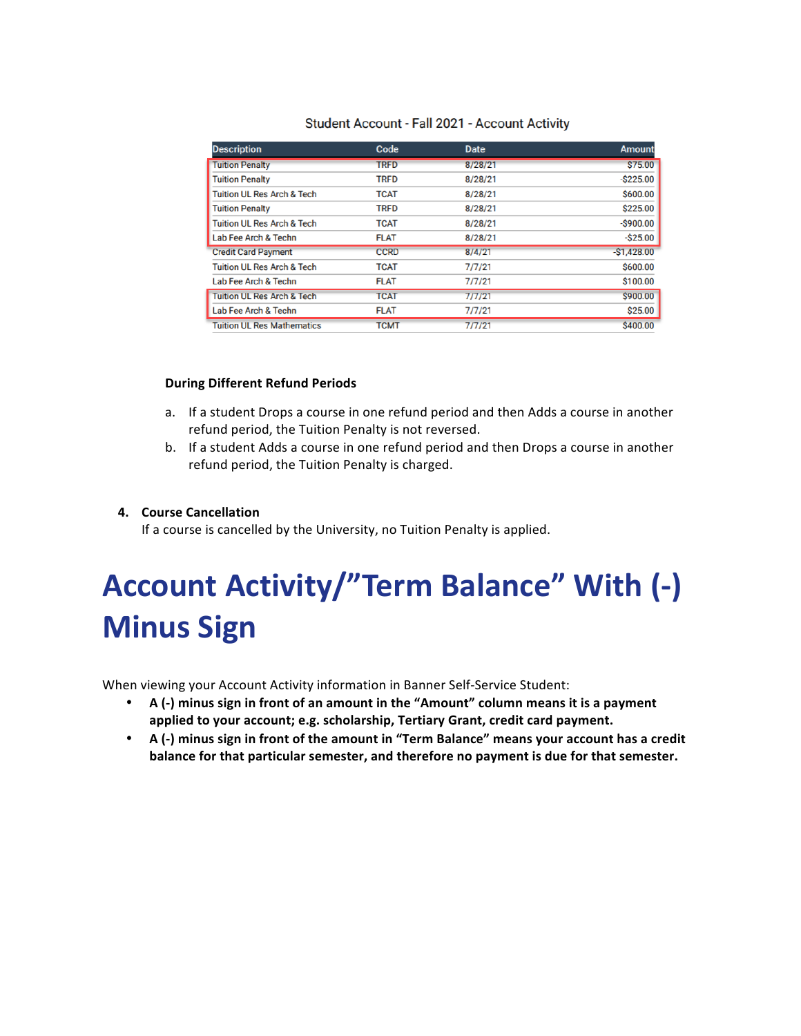Student Account - Fall 2021 - Account Activity

| Description | Code | Date | Amount |
| --- | --- | --- | --- |
| Tuition Penalty | TRFD | 8/28/21 | $75.00 |
| Tuition Penalty | TRFD | 8/28/21 | -$225.00 |
| Tuition UL Res Arch & Tech | TCAT | 8/28/21 | $600.00 |
| Tuition Penalty | TRFD | 8/28/21 | $225.00 |
| Tuition UL Res Arch & Tech | TCAT | 8/28/21 | -$900.00 |
| Lab Fee Arch & Techn | FLAT | 8/28/21 | -$25.00 |
| Credit Card Payment | CCRD | 8/4/21 | -$1,428.00 |
| Tuition UL Res Arch & Tech | TCAT | 7/7/21 | $600.00 |
| Lab Fee Arch & Techn | FLAT | 7/7/21 | $100.00 |
| Tuition UL Res Arch & Tech | TCAT | 7/7/21 | $900.00 |
| Lab Fee Arch & Techn | FLAT | 7/7/21 | $25.00 |
| Tuition UL Res Mathematics | TCMT | 7/7/21 | $400.00 |

**During Different Refund Periods**

a. If a student Drops a course in one refund period and then Adds a course in another refund period, the Tuition Penalty is not reversed.
b. If a student Adds a course in one refund period and then Drops a course in another refund period, the Tuition Penalty is charged.

4. **Course Cancellation**
   If a course is cancelled by the University, no Tuition Penalty is applied.

# Account Activity/"Term Balance" With (-) Minus Sign

When viewing your Account Activity information in Banner Self-Service Student:

- **A (-) minus sign in front of an amount in the "Amount" column means it is a payment applied to your account; e.g. scholarship, Tertiary Grant, credit card payment.**
- **A (-) minus sign in front of the amount in "Term Balance" means your account has a credit balance for that particular semester, and therefore no payment is due for that semester.**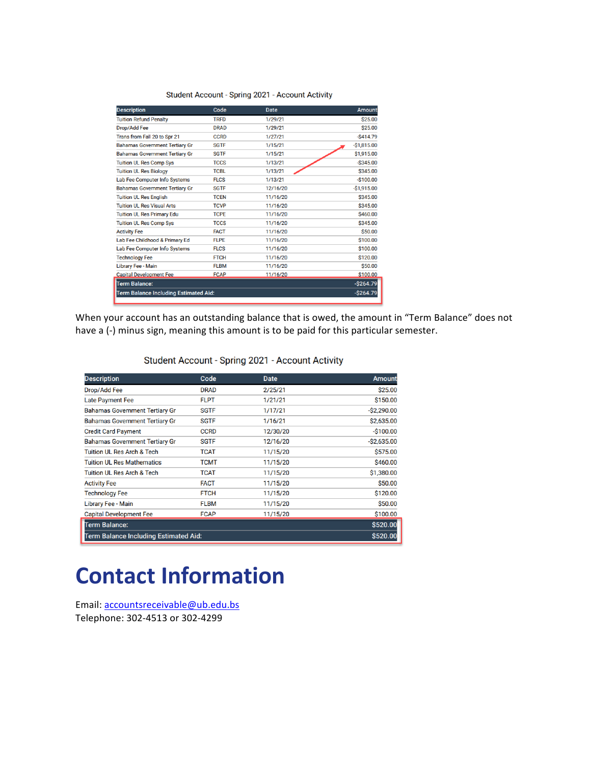Student Account - Spring 2021 - Account Activity

| Description | Code | Date | Amount |
|---|---|---|---|
| Tuition Refund Penalty | TRFD | 1/29/21 | $25.00 |
| Drop/Add Fee | DRAD | 1/29/21 | $25.00 |
| Trans from Fall 20 to Spr 21 | CCRD | 1/27/21 | -$414.79 |
| Bahamas Government Tertiary Gr | SGTF | 1/15/21 | -$1,815.00 |
| Bahamas Government Tertiary Gr | SGTF | 1/15/21 | $1,915.00 |
| Tuition UL Res Comp Sys | TCCS | 1/13/21 | -$345.00 |
| Tuition UL Res Biology | TCBL | 1/13/21 | $345.00 |
| Lab Fee Computer Info Systems | FLCS | 1/13/21 | -$100.00 |
| Bahamas Government Tertiary Gr | SGTF | 12/16/20 | -$1,915.00 |
| Tuition UL Res English | TCEN | 11/16/20 | $345.00 |
| Tuition UL Res Visual Arts | TCVP | 11/16/20 | $345.00 |
| Tuition UL Res Primary Edu | TCPE | 11/16/20 | $460.00 |
| Tuition UL Res Comp Sys | TCCS | 11/16/20 | $345.00 |
| Activity Fee | FACT | 11/16/20 | $50.00 |
| Lab Fee Childhood & Primary Ed | FLPE | 11/16/20 | $100.00 |
| Lab Fee Computer Info Systems | FLCS | 11/16/20 | $100.00 |
| Technology Fee | FTCH | 11/16/20 | $120.00 |
| Library Fee - Main | FLBM | 11/16/20 | $50.00 |
| Capital Development Fee | FCAP | 11/16/20 | $100.00 |
| Term Balance: | | | -$264.79 |
| Term Balance Including Estimated Aid: | | | -$264.79 |

When your account has an outstanding balance that is owed, the amount in "Term Balance" does not have a (-) minus sign, meaning this amount is to be paid for this particular semester.

Student Account - Spring 2021 - Account Activity

| Description | Code | Date | Amount |
|---|---|---|---|
| Drop/Add Fee | DRAD | 2/25/21 | $25.00 |
| Late Payment Fee | FLPT | 1/21/21 | $150.00 |
| Bahamas Government Tertiary Gr | SGTF | 1/17/21 | -$2,290.00 |
| Bahamas Government Tertiary Gr | SGTF | 1/16/21 | $2,635.00 |
| Credit Card Payment | CCRD | 12/30/20 | -$100.00 |
| Bahamas Government Tertiary Gr | SGTF | 12/16/20 | -$2,635.00 |
| Tuition UL Res Arch & Tech | TCAT | 11/15/20 | $575.00 |
| Tuition UL Res Mathematics | TCMT | 11/15/20 | $460.00 |
| Tuition UL Res Arch & Tech | TCAT | 11/15/20 | $1,380.00 |
| Activity Fee | FACT | 11/15/20 | $50.00 |
| Technology Fee | FTCH | 11/15/20 | $120.00 |
| Library Fee - Main | FLBM | 11/15/20 | $50.00 |
| Capital Development Fee | FCAP | 11/15/20 | $100.00 |
| Term Balance: | | | $520.00 |
| Term Balance Including Estimated Aid: | | | $520.00 |

# Contact Information

Email: accountsreceivable@ub.edu.bs
Telephone: 302-4513 or 302-4299